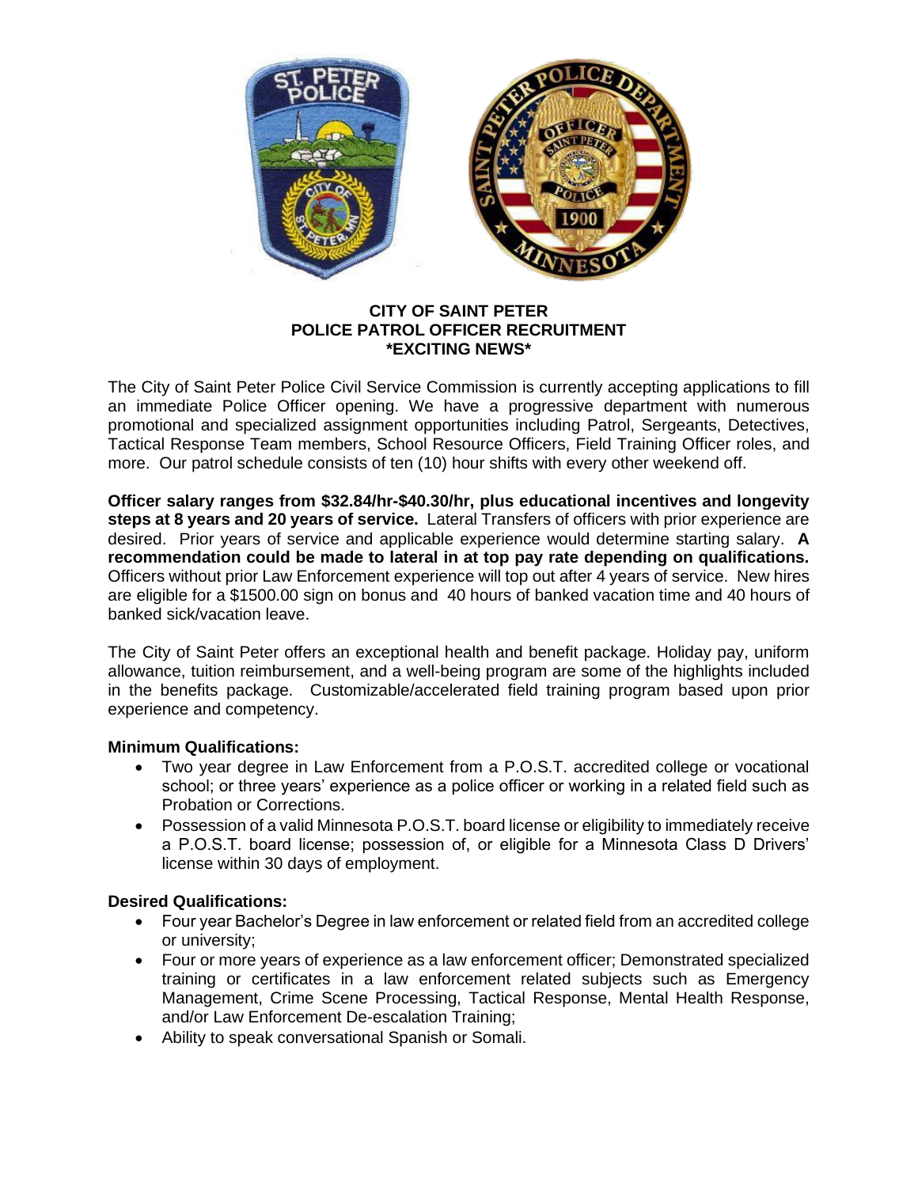# CITY OF SAINT PETER
## POLICE PATROL OFFICER RECRUITMENT
## *EXCITING NEWS*

The City of Saint Peter Police Civil Service Commission is currently accepting applications to fill an immediate Police Officer opening. We have a progressive department with numerous promotional and specialized assignment opportunities including Patrol, Sergeants, Detectives, Tactical Response Team members, School Resource Officers, Field Training Officer roles, and more. Our patrol schedule consists of ten (10) hour shifts with every other weekend off.

**Officer salary ranges from $32.84/hr-$40.30/hr, plus educational incentives and longevity steps at 8 years and 20 years of service.** Lateral Transfers of officers with prior experience are desired. Prior years of service and applicable experience would determine starting salary. **A recommendation could be made to lateral in at top pay rate depending on qualifications.** Officers without prior Law Enforcement experience will top out after 4 years of service. New hires are eligible for a $1500.00 sign on bonus and 40 hours of banked vacation time and 40 hours of banked sick/vacation leave.

The City of Saint Peter offers an exceptional health and benefit package. Holiday pay, uniform allowance, tuition reimbursement, and a well-being program are some of the highlights included in the benefits package. Customizable/accelerated field training program based upon prior experience and competency.

**Minimum Qualifications:**

- Two year degree in Law Enforcement from a P.O.S.T. accredited college or vocational school; or three years' experience as a police officer or working in a related field such as Probation or Corrections.
- Possession of a valid Minnesota P.O.S.T. board license or eligibility to immediately receive a P.O.S.T. board license; possession of, or eligible for a Minnesota Class D Drivers' license within 30 days of employment.

**Desired Qualifications:**

- Four year Bachelor's Degree in law enforcement or related field from an accredited college or university;
- Four or more years of experience as a law enforcement officer; Demonstrated specialized training or certificates in a law enforcement related subjects such as Emergency Management, Crime Scene Processing, Tactical Response, Mental Health Response, and/or Law Enforcement De-escalation Training;
- Ability to speak conversational Spanish or Somali.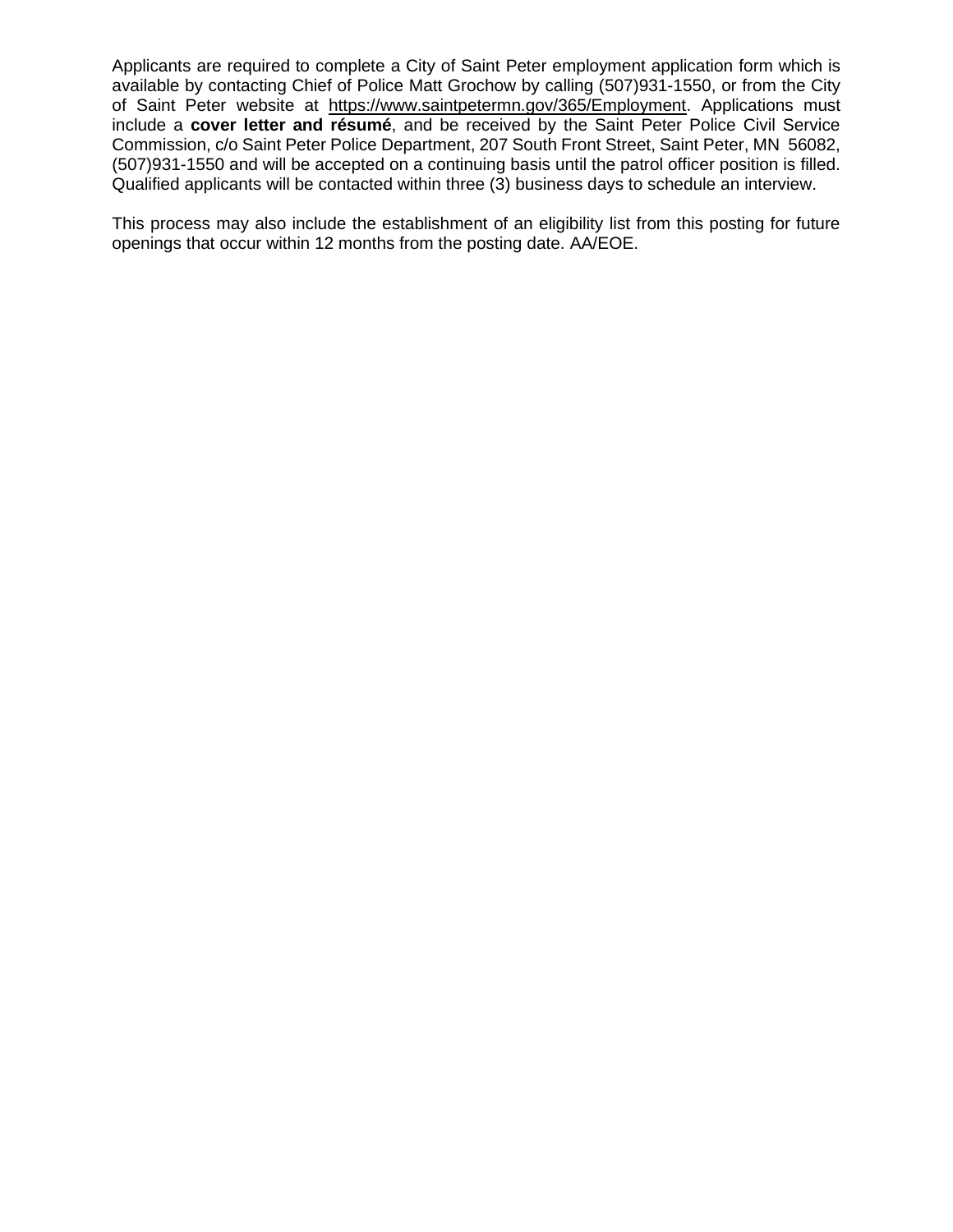Applicants are required to complete a City of Saint Peter employment application form which is available by contacting Chief of Police Matt Grochow by calling (507)931-1550, or from the City of Saint Peter website at https://www.saintpetermn.gov/365/Employment. Applications must include a **cover letter and résumé**, and be received by the Saint Peter Police Civil Service Commission, c/o Saint Peter Police Department, 207 South Front Street, Saint Peter, MN 56082, (507)931-1550 and will be accepted on a continuing basis until the patrol officer position is filled. Qualified applicants will be contacted within three (3) business days to schedule an interview.

This process may also include the establishment of an eligibility list from this posting for future openings that occur within 12 months from the posting date. AA/EOE.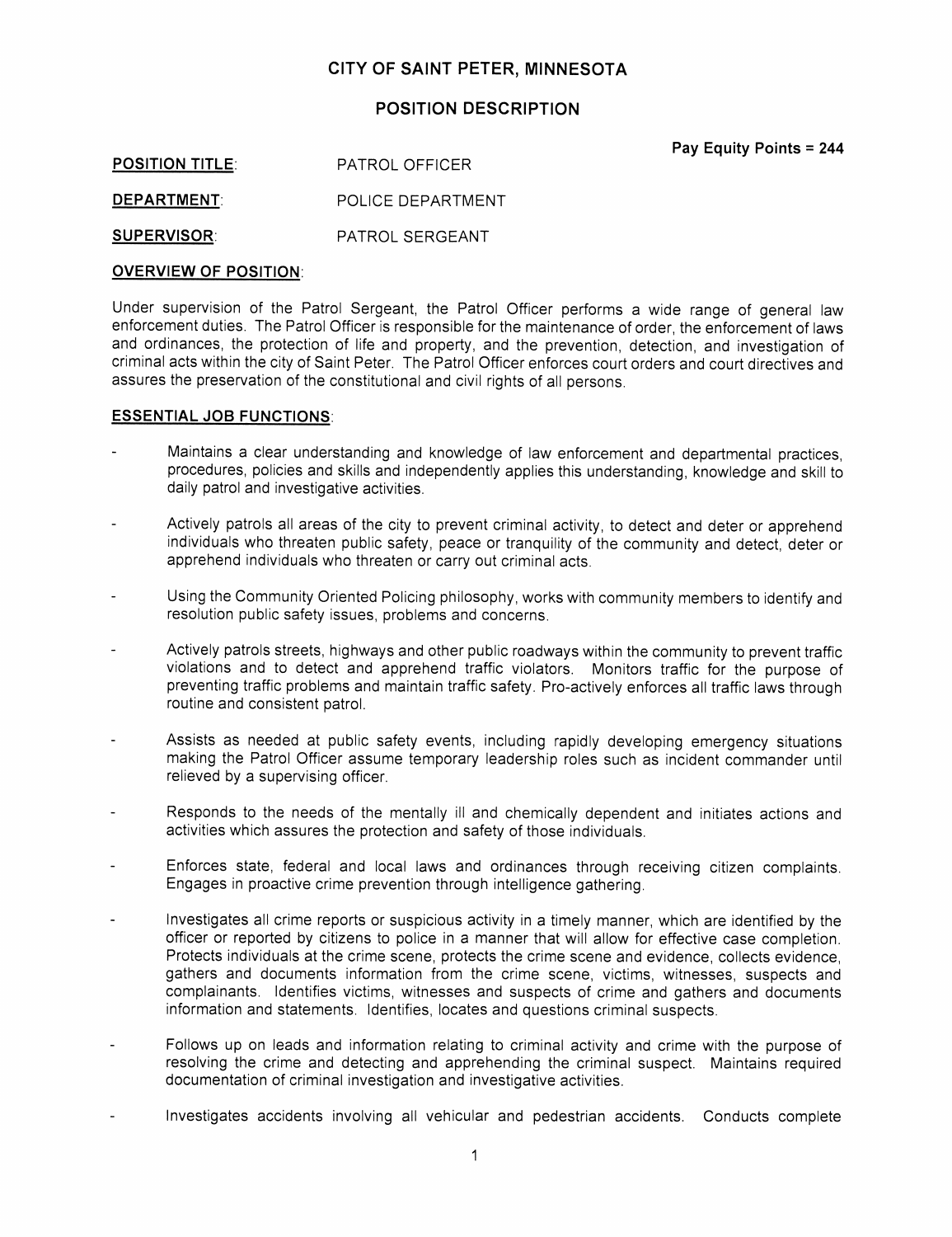# CITY OF SAINT PETER, MINNESOTA

## POSITION DESCRIPTION

**Pay Equity Points = 244**

**POSITION TITLE**: PATROL OFFICER

**DEPARTMENT**: POLICE DEPARTMENT

**SUPERVISOR**: PATROL SERGEANT

**OVERVIEW OF POSITION**:

Under supervision of the Patrol Sergeant, the Patrol Officer performs a wide range of general law enforcement duties. The Patrol Officer is responsible for the maintenance of order, the enforcement of laws and ordinances, the protection of life and property, and the prevention, detection, and investigation of criminal acts within the city of Saint Peter. The Patrol Officer enforces court orders and court directives and assures the preservation of the constitutional and civil rights of all persons.

**ESSENTIAL JOB FUNCTIONS**:

- Maintains a clear understanding and knowledge of law enforcement and departmental practices, procedures, policies and skills and independently applies this understanding, knowledge and skill to daily patrol and investigative activities.
- Actively patrols all areas of the city to prevent criminal activity, to detect and deter or apprehend individuals who threaten public safety, peace or tranquility of the community and detect, deter or apprehend individuals who threaten or carry out criminal acts.
- Using the Community Oriented Policing philosophy, works with community members to identify and resolution public safety issues, problems and concerns.
- Actively patrols streets, highways and other public roadways within the community to prevent traffic violations and to detect and apprehend traffic violators. Monitors traffic for the purpose of preventing traffic problems and maintain traffic safety. Pro-actively enforces all traffic laws through routine and consistent patrol.
- Assists as needed at public safety events, including rapidly developing emergency situations making the Patrol Officer assume temporary leadership roles such as incident commander until relieved by a supervising officer.
- Responds to the needs of the mentally ill and chemically dependent and initiates actions and activities which assures the protection and safety of those individuals.
- Enforces state, federal and local laws and ordinances through receiving citizen complaints. Engages in proactive crime prevention through intelligence gathering.
- Investigates all crime reports or suspicious activity in a timely manner, which are identified by the officer or reported by citizens to police in a manner that will allow for effective case completion. Protects individuals at the crime scene, protects the crime scene and evidence, collects evidence, gathers and documents information from the crime scene, victims, witnesses, suspects and complainants. Identifies victims, witnesses and suspects of crime and gathers and documents information and statements. Identifies, locates and questions criminal suspects.
- Follows up on leads and information relating to criminal activity and crime with the purpose of resolving the crime and detecting and apprehending the criminal suspect. Maintains required documentation of criminal investigation and investigative activities.
- Investigates accidents involving all vehicular and pedestrian accidents. Conducts complete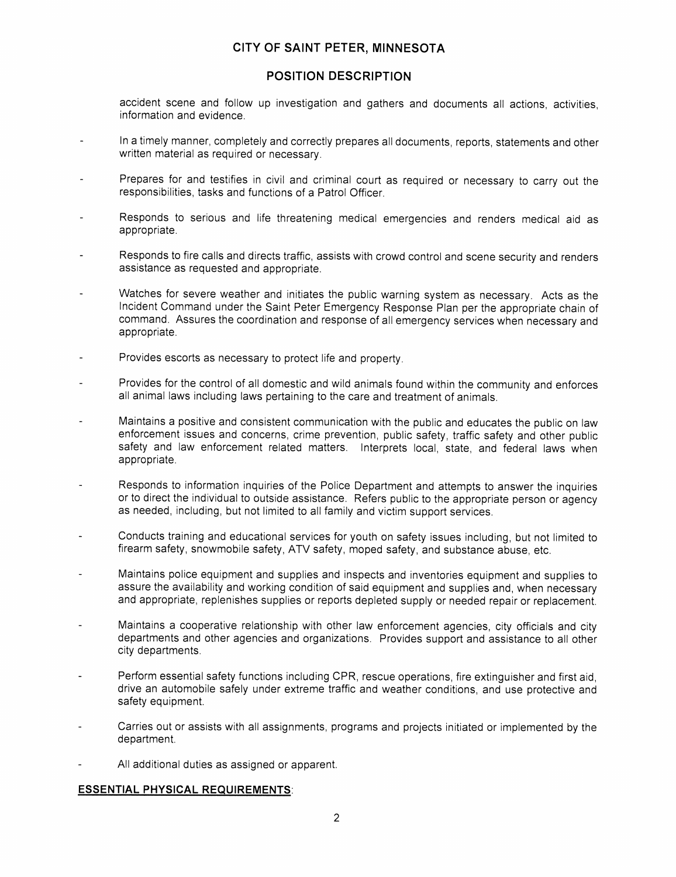# CITY OF SAINT PETER, MINNESOTA

## POSITION DESCRIPTION

accident scene and follow up investigation and gathers and documents all actions, activities, information and evidence.

- In a timely manner, completely and correctly prepares all documents, reports, statements and other written material as required or necessary.
- Prepares for and testifies in civil and criminal court as required or necessary to carry out the responsibilities, tasks and functions of a Patrol Officer.
- Responds to serious and life threatening medical emergencies and renders medical aid as appropriate.
- Responds to fire calls and directs traffic, assists with crowd control and scene security and renders assistance as requested and appropriate.
- Watches for severe weather and initiates the public warning system as necessary. Acts as the Incident Command under the Saint Peter Emergency Response Plan per the appropriate chain of command. Assures the coordination and response of all emergency services when necessary and appropriate.
- Provides escorts as necessary to protect life and property.
- Provides for the control of all domestic and wild animals found within the community and enforces all animal laws including laws pertaining to the care and treatment of animals.
- Maintains a positive and consistent communication with the public and educates the public on law enforcement issues and concerns, crime prevention, public safety, traffic safety and other public safety and law enforcement related matters. Interprets local, state, and federal laws when appropriate.
- Responds to information inquiries of the Police Department and attempts to answer the inquiries or to direct the individual to outside assistance. Refers public to the appropriate person or agency as needed, including, but not limited to all family and victim support services.
- Conducts training and educational services for youth on safety issues including, but not limited to firearm safety, snowmobile safety, ATV safety, moped safety, and substance abuse, etc.
- Maintains police equipment and supplies and inspects and inventories equipment and supplies to assure the availability and working condition of said equipment and supplies and, when necessary and appropriate, replenishes supplies or reports depleted supply or needed repair or replacement.
- Maintains a cooperative relationship with other law enforcement agencies, city officials and city departments and other agencies and organizations. Provides support and assistance to all other city departments.
- Perform essential safety functions including CPR, rescue operations, fire extinguisher and first aid, drive an automobile safely under extreme traffic and weather conditions, and use protective and safety equipment.
- Carries out or assists with all assignments, programs and projects initiated or implemented by the department.
- All additional duties as assigned or apparent.

**ESSENTIAL PHYSICAL REQUIREMENTS**: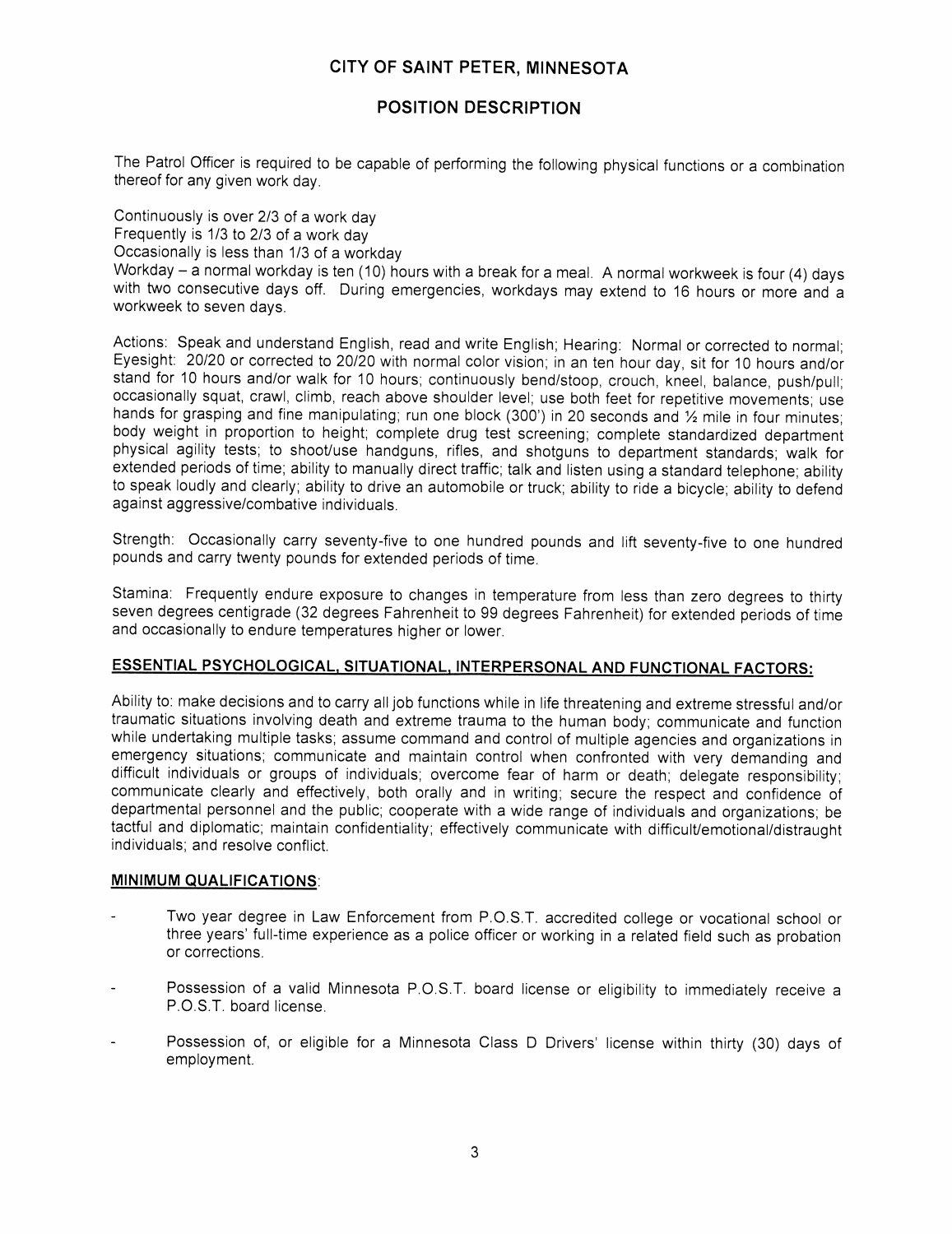# CITY OF SAINT PETER, MINNESOTA

## POSITION DESCRIPTION

The Patrol Officer is required to be capable of performing the following physical functions or a combination thereof for any given work day.

Continuously is over 2/3 of a work day
Frequently is 1/3 to 2/3 of a work day
Occasionally is less than 1/3 of a workday
Workday – a normal workday is ten (10) hours with a break for a meal. A normal workweek is four (4) days with two consecutive days off. During emergencies, workdays may extend to 16 hours or more and a workweek to seven days.

Actions: Speak and understand English, read and write English; Hearing: Normal or corrected to normal; Eyesight: 20/20 or corrected to 20/20 with normal color vision; in an ten hour day, sit for 10 hours and/or stand for 10 hours and/or walk for 10 hours; continuously bend/stoop, crouch, kneel, balance, push/pull; occasionally squat, crawl, climb, reach above shoulder level; use both feet for repetitive movements; use hands for grasping and fine manipulating; run one block (300') in 20 seconds and ½ mile in four minutes; body weight in proportion to height; complete drug test screening; complete standardized department physical agility tests; to shoot/use handguns, rifles, and shotguns to department standards; walk for extended periods of time; ability to manually direct traffic; talk and listen using a standard telephone; ability to speak loudly and clearly; ability to drive an automobile or truck; ability to ride a bicycle; ability to defend against aggressive/combative individuals.

Strength: Occasionally carry seventy-five to one hundred pounds and lift seventy-five to one hundred pounds and carry twenty pounds for extended periods of time.

Stamina: Frequently endure exposure to changes in temperature from less than zero degrees to thirty seven degrees centigrade (32 degrees Fahrenheit to 99 degrees Fahrenheit) for extended periods of time and occasionally to endure temperatures higher or lower.

### ESSENTIAL PSYCHOLOGICAL, SITUATIONAL, INTERPERSONAL AND FUNCTIONAL FACTORS:

Ability to: make decisions and to carry all job functions while in life threatening and extreme stressful and/or traumatic situations involving death and extreme trauma to the human body; communicate and function while undertaking multiple tasks; assume command and control of multiple agencies and organizations in emergency situations; communicate and maintain control when confronted with very demanding and difficult individuals or groups of individuals; overcome fear of harm or death; delegate responsibility; communicate clearly and effectively, both orally and in writing; secure the respect and confidence of departmental personnel and the public; cooperate with a wide range of individuals and organizations; be tactful and diplomatic; maintain confidentiality; effectively communicate with difficult/emotional/distraught individuals; and resolve conflict.

### MINIMUM QUALIFICATIONS:

- Two year degree in Law Enforcement from P.O.S.T. accredited college or vocational school or three years' full-time experience as a police officer or working in a related field such as probation or corrections.
- Possession of a valid Minnesota P.O.S.T. board license or eligibility to immediately receive a P.O.S.T. board license.
- Possession of, or eligible for a Minnesota Class D Drivers' license within thirty (30) days of employment.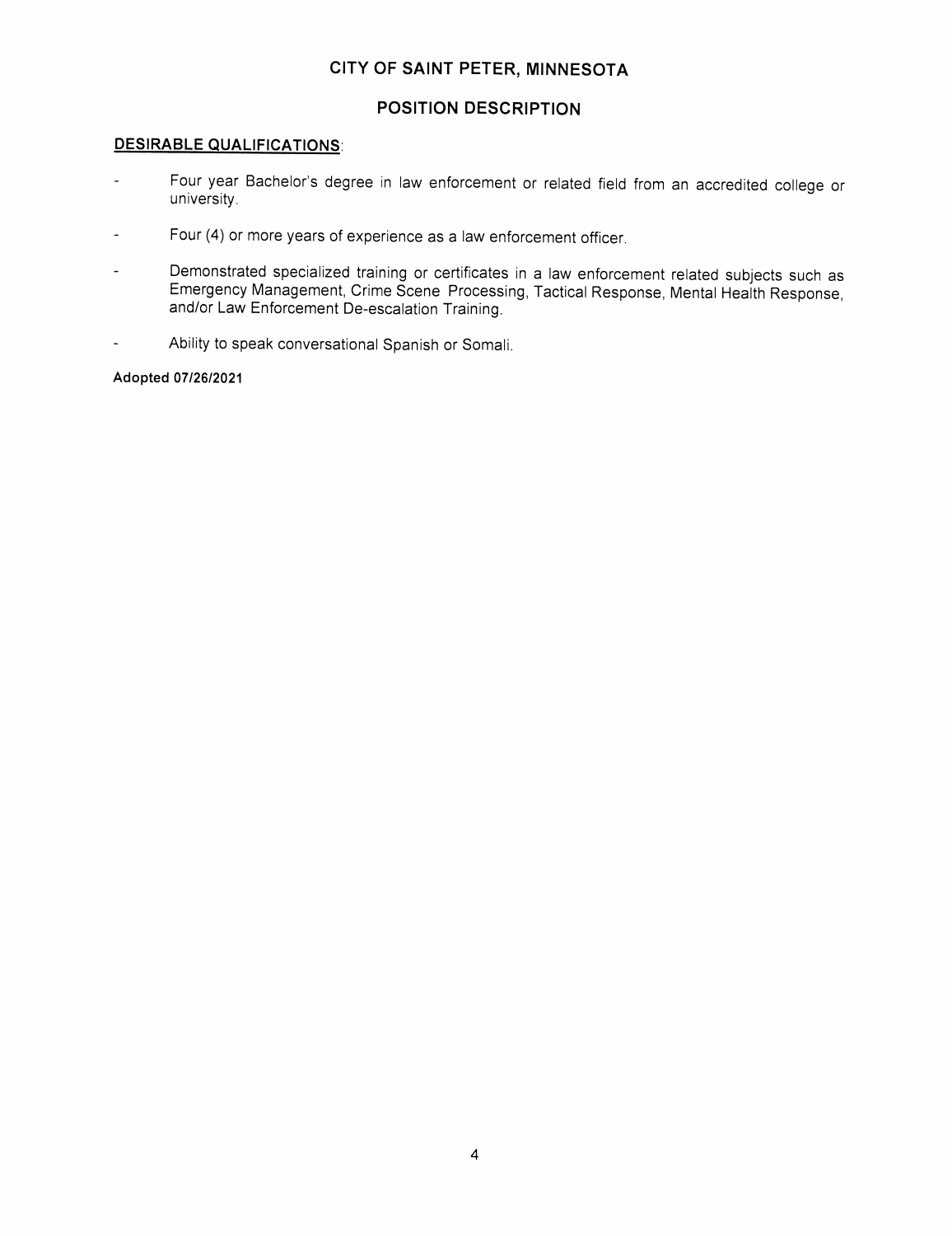# CITY OF SAINT PETER, MINNESOTA

## POSITION DESCRIPTION

**DESIRABLE QUALIFICATIONS**:

- Four year Bachelor's degree in law enforcement or related field from an accredited college or university.
- Four (4) or more years of experience as a law enforcement officer.
- Demonstrated specialized training or certificates in a law enforcement related subjects such as Emergency Management, Crime Scene Processing, Tactical Response, Mental Health Response, and/or Law Enforcement De-escalation Training.
- Ability to speak conversational Spanish or Somali.

**Adopted 07/26/2021**